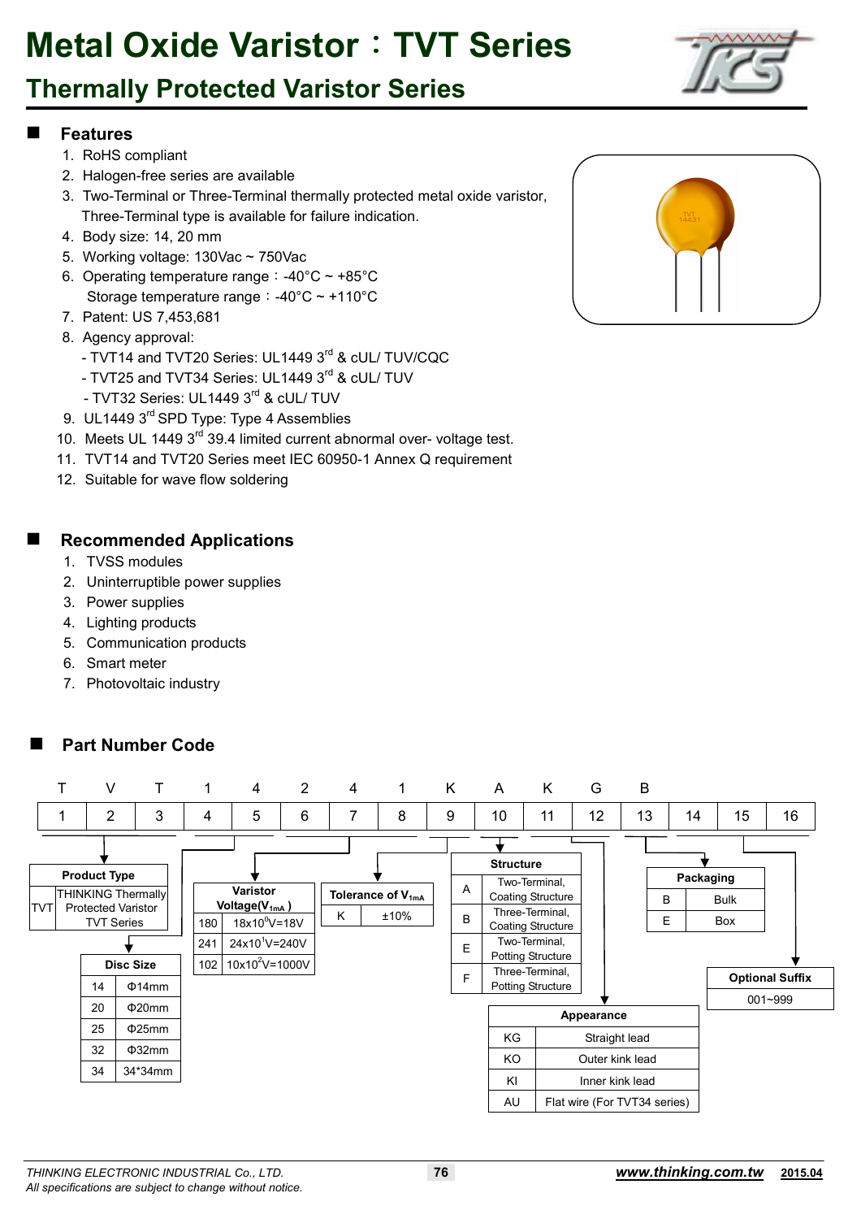# Metal Oxide Varistor：TVT Series

## Thermally Protected Varistor Series

### Features

1. RoHS compliant
2. Halogen-free series are available
3. Two-Terminal or Three-Terminal thermally protected metal oxide varistor, Three-Terminal type is available for failure indication.
4. Body size: 14, 20 mm
5. Working voltage: 130Vac ~ 750Vac
6. Operating temperature range：-40°C ~ +85°C
   Storage temperature range：-40°C ~ +110°C
7. Patent: US 7,453,681
8. Agency approval:
   - TVT14 and TVT20 Series: UL1449 3rd & cUL/ TUV/CQC
   - TVT25 and TVT34 Series: UL1449 3rd & cUL/ TUV
   - TVT32 Series: UL1449 3rd & cUL/ TUV
9. UL1449 3rd SPD Type: Type 4 Assemblies
10. Meets UL 1449 3rd 39.4 limited current abnormal over- voltage test.
11. TVT14 and TVT20 Series meet IEC 60950-1 Annex Q requirement
12. Suitable for wave flow soldering

### Recommended Applications

1. TVSS modules
2. Uninterruptible power supplies
3. Power supplies
4. Lighting products
5. Communication products
6. Smart meter
7. Photovoltaic industry

### Part Number Code

| T | V | T | 1 | 4 | 2 | 4 | 1 | K | A | K | G | B | | | |
|---|---|---|---|---|---|---|---|---|---|---|---|---|---|---|---|
| 1 | 2 | 3 | 4 | 5 | 6 | 7 | 8 | 9 | 10 | 11 | 12 | 13 | 14 | 15 | 16 |

**Product Type** (positions 1–3)

| Code | Description |
|---|---|
| TVT | THINKING Thermally Protected Varistor TVT Series |

**Disc Size** (positions 4–5)

| Code | Size |
|---|---|
| 14 | Φ14mm |
| 20 | Φ20mm |
| 25 | Φ25mm |
| 32 | Φ32mm |
| 34 | 34*34mm |

**Varistor Voltage($V_{1mA}$)** (positions 6–8)

| Code | Voltage |
|---|---|
| 180 | $18\times10^0$V=18V |
| 241 | $24\times10^1$V=240V |
| 102 | $10\times10^2$V=1000V |

**Tolerance of $V_{1mA}$** (position 9)

| Code | Tolerance |
|---|---|
| K | ±10% |

**Structure** (position 10)

| Code | Description |
|---|---|
| A | Two-Terminal, Coating Structure |
| B | Three-Terminal, Coating Structure |
| E | Two-Terminal, Potting Structure |
| F | Three-Terminal, Potting Structure |

**Appearance** (positions 11–12)

| Code | Description |
|---|---|
| KG | Straight lead |
| KO | Outer kink lead |
| KI | Inner kink lead |
| AU | Flat wire (For TVT34 series) |

**Packaging** (position 13)

| Code | Description |
|---|---|
| B | Bulk |
| E | Box |

**Optional Suffix** (positions 14–16)

| Optional Suffix |
|---|
| 001~999 |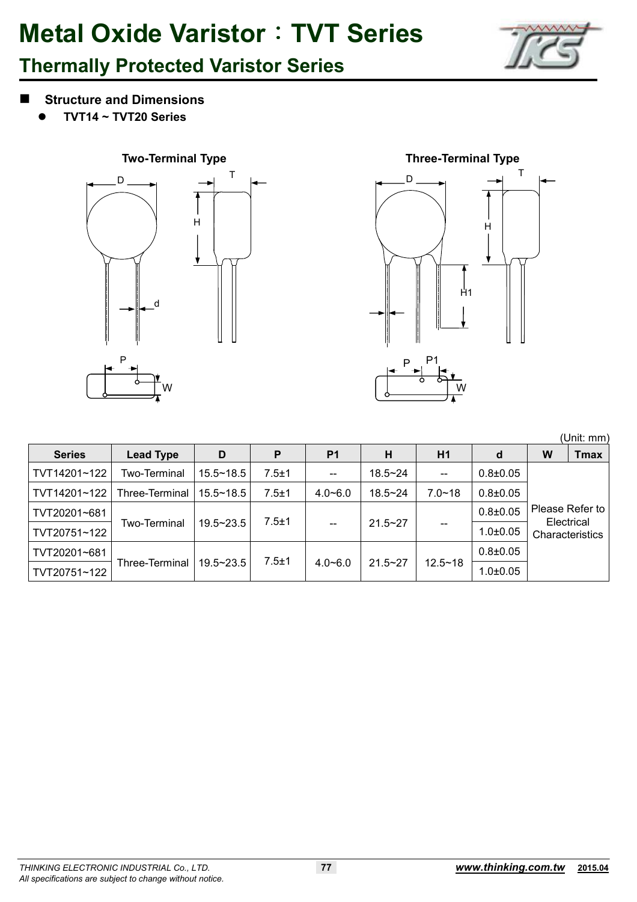# Metal Oxide Varistor：TVT Series

## Thermally Protected Varistor Series

### Structure and Dimensions

- **TVT14 ~ TVT20 Series**

**Two-Terminal Type**

**Three-Terminal Type**

(Unit: mm)

| Series | Lead Type | D | P | P1 | H | H1 | d | W | Tmax |
|---|---|---|---|---|---|---|---|---|---|
| TVT14201~122 | Two-Terminal | 15.5~18.5 | 7.5±1 | -- | 18.5~24 | -- | 0.8±0.05 | Please Refer to Electrical Characteristics | |
| TVT14201~122 | Three-Terminal | 15.5~18.5 | 7.5±1 | 4.0~6.0 | 18.5~24 | 7.0~18 | 0.8±0.05 | | |
| TVT20201~681 | Two-Terminal | 19.5~23.5 | 7.5±1 | -- | 21.5~27 | -- | 0.8±0.05 | | |
| TVT20751~122 | | | | | | | 1.0±0.05 | | |
| TVT20201~681 | Three-Terminal | 19.5~23.5 | 7.5±1 | 4.0~6.0 | 21.5~27 | 12.5~18 | 0.8±0.05 | | |
| TVT20751~122 | | | | | | | 1.0±0.05 | | |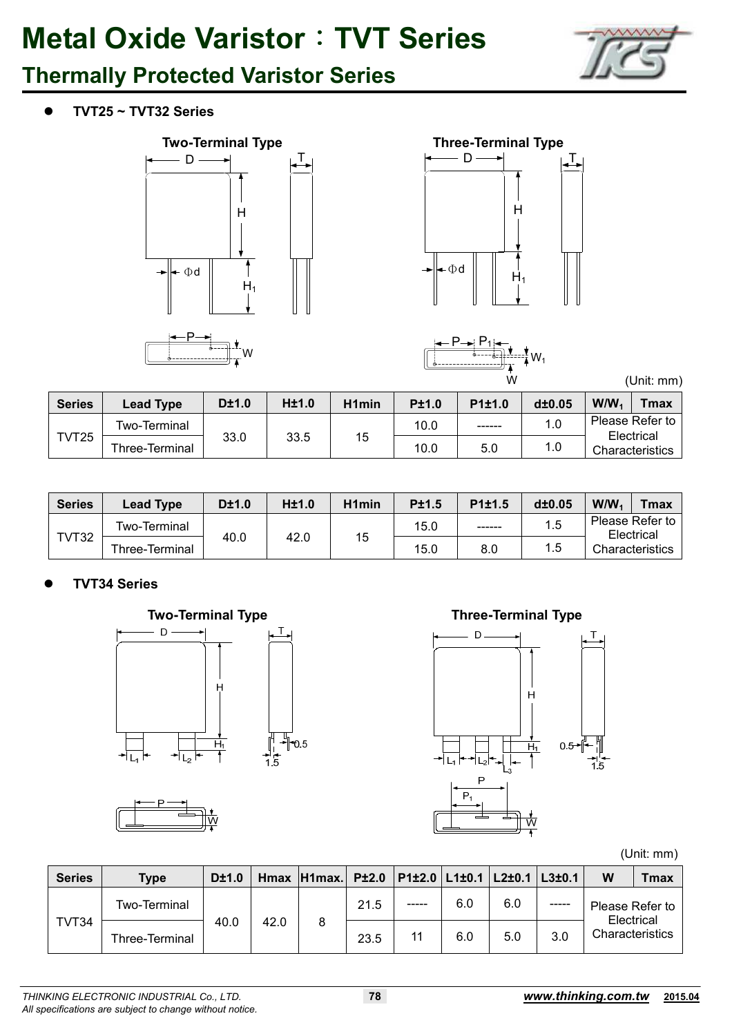# Metal Oxide Varistor：TVT Series

## Thermally Protected Varistor Series

- **TVT25 ~ TVT32 Series**

Two-Terminal Type

Three-Terminal Type

(Unit: mm)

| Series | Lead Type | D±1.0 | H±1.0 | H1min | P±1.0 | P1±1.0 | d±0.05 | W/$W_1$ | Tmax |
|---|---|---|---|---|---|---|---|---|---|
| TVT25 | Two-Terminal | 33.0 | 33.5 | 15 | 10.0 | ------ | 1.0 | Please Refer to Electrical Characteristics | |
| | Three-Terminal | | | | 10.0 | 5.0 | 1.0 | | |

| Series | Lead Type | D±1.0 | H±1.0 | H1min | P±1.5 | P1±1.5 | d±0.05 | W/$W_1$ | Tmax |
|---|---|---|---|---|---|---|---|---|---|
| TVT32 | Two-Terminal | 40.0 | 42.0 | 15 | 15.0 | ------ | 1.5 | Please Refer to Electrical Characteristics | |
| | Three-Terminal | | | | 15.0 | 8.0 | 1.5 | | |

- **TVT34 Series**

Two-Terminal Type

Three-Terminal Type

(Unit: mm)

| Series | Type | D±1.0 | Hmax | H1max. | P±2.0 | P1±2.0 | L1±0.1 | L2±0.1 | L3±0.1 | W | Tmax |
|---|---|---|---|---|---|---|---|---|---|---|---|
| TVT34 | Two-Terminal | 40.0 | 42.0 | 8 | 21.5 | ----- | 6.0 | 6.0 | ----- | Please Refer to Electrical Characteristics | |
| | Three-Terminal | | | | 23.5 | 11 | 6.0 | 5.0 | 3.0 | | |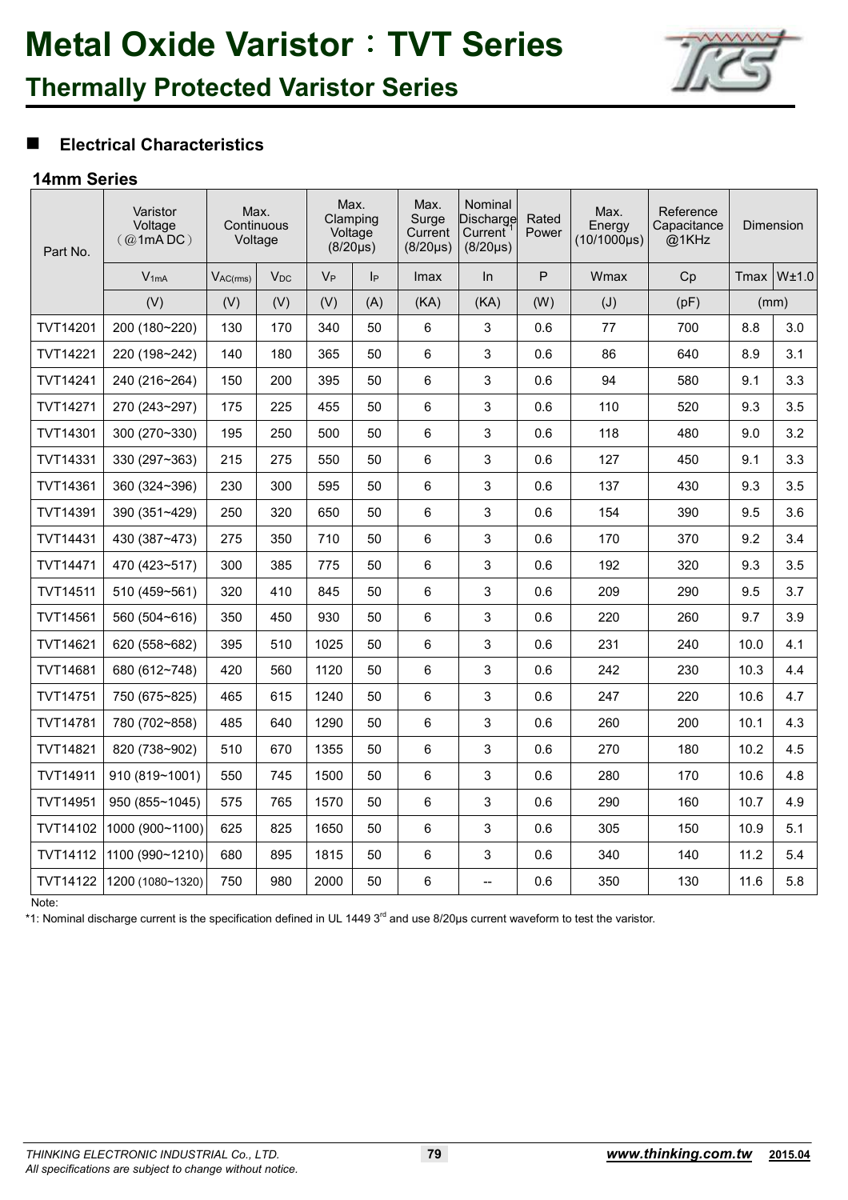# Metal Oxide Varistor：TVT Series

## Thermally Protected Varistor Series

### ■ Electrical Characteristics

#### 14mm Series

| Part No. | Varistor Voltage (@1mA DC) | Max. Continuous Voltage | | Max. Clamping Voltage (8/20μs) | | Max. Surge Current (8/20μs) | Nominal Discharge Current[1] (8/20μs) | Rated Power | Max. Energy (10/1000μs) | Reference Capacitance @1KHz | Dimension | |
|---|---|---|---|---|---|---|---|---|---|---|---|---|
| | $V_{1mA}$ | $V_{AC(rms)}$ | $V_{DC}$ | $V_P$ | $I_P$ | Imax | In | P | Wmax | Cp | Tmax | W±1.0 |
| | (V) | (V) | (V) | (V) | (A) | (KA) | (KA) | (W) | (J) | (pF) | (mm) | |
| TVT14201 | 200 (180~220) | 130 | 170 | 340 | 50 | 6 | 3 | 0.6 | 77 | 700 | 8.8 | 3.0 |
| TVT14221 | 220 (198~242) | 140 | 180 | 365 | 50 | 6 | 3 | 0.6 | 86 | 640 | 8.9 | 3.1 |
| TVT14241 | 240 (216~264) | 150 | 200 | 395 | 50 | 6 | 3 | 0.6 | 94 | 580 | 9.1 | 3.3 |
| TVT14271 | 270 (243~297) | 175 | 225 | 455 | 50 | 6 | 3 | 0.6 | 110 | 520 | 9.3 | 3.5 |
| TVT14301 | 300 (270~330) | 195 | 250 | 500 | 50 | 6 | 3 | 0.6 | 118 | 480 | 9.0 | 3.2 |
| TVT14331 | 330 (297~363) | 215 | 275 | 550 | 50 | 6 | 3 | 0.6 | 127 | 450 | 9.1 | 3.3 |
| TVT14361 | 360 (324~396) | 230 | 300 | 595 | 50 | 6 | 3 | 0.6 | 137 | 430 | 9.3 | 3.5 |
| TVT14391 | 390 (351~429) | 250 | 320 | 650 | 50 | 6 | 3 | 0.6 | 154 | 390 | 9.5 | 3.6 |
| TVT14431 | 430 (387~473) | 275 | 350 | 710 | 50 | 6 | 3 | 0.6 | 170 | 370 | 9.2 | 3.4 |
| TVT14471 | 470 (423~517) | 300 | 385 | 775 | 50 | 6 | 3 | 0.6 | 192 | 320 | 9.3 | 3.5 |
| TVT14511 | 510 (459~561) | 320 | 410 | 845 | 50 | 6 | 3 | 0.6 | 209 | 290 | 9.5 | 3.7 |
| TVT14561 | 560 (504~616) | 350 | 450 | 930 | 50 | 6 | 3 | 0.6 | 220 | 260 | 9.7 | 3.9 |
| TVT14621 | 620 (558~682) | 395 | 510 | 1025 | 50 | 6 | 3 | 0.6 | 231 | 240 | 10.0 | 4.1 |
| TVT14681 | 680 (612~748) | 420 | 560 | 1120 | 50 | 6 | 3 | 0.6 | 242 | 230 | 10.3 | 4.4 |
| TVT14751 | 750 (675~825) | 465 | 615 | 1240 | 50 | 6 | 3 | 0.6 | 247 | 220 | 10.6 | 4.7 |
| TVT14781 | 780 (702~858) | 485 | 640 | 1290 | 50 | 6 | 3 | 0.6 | 260 | 200 | 10.1 | 4.3 |
| TVT14821 | 820 (738~902) | 510 | 670 | 1355 | 50 | 6 | 3 | 0.6 | 270 | 180 | 10.2 | 4.5 |
| TVT14911 | 910 (819~1001) | 550 | 745 | 1500 | 50 | 6 | 3 | 0.6 | 280 | 170 | 10.6 | 4.8 |
| TVT14951 | 950 (855~1045) | 575 | 765 | 1570 | 50 | 6 | 3 | 0.6 | 290 | 160 | 10.7 | 4.9 |
| TVT14102 | 1000 (900~1100) | 625 | 825 | 1650 | 50 | 6 | 3 | 0.6 | 305 | 150 | 10.9 | 5.1 |
| TVT14112 | 1100 (990~1210) | 680 | 895 | 1815 | 50 | 6 | 3 | 0.6 | 340 | 140 | 11.2 | 5.4 |
| TVT14122 | 1200 (1080~1320) | 750 | 980 | 2000 | 50 | 6 | -- | 0.6 | 350 | 130 | 11.6 | 5.8 |

Note:

*1: Nominal discharge current is the specification defined in UL 1449 3rd and use 8/20μs current waveform to test the varistor.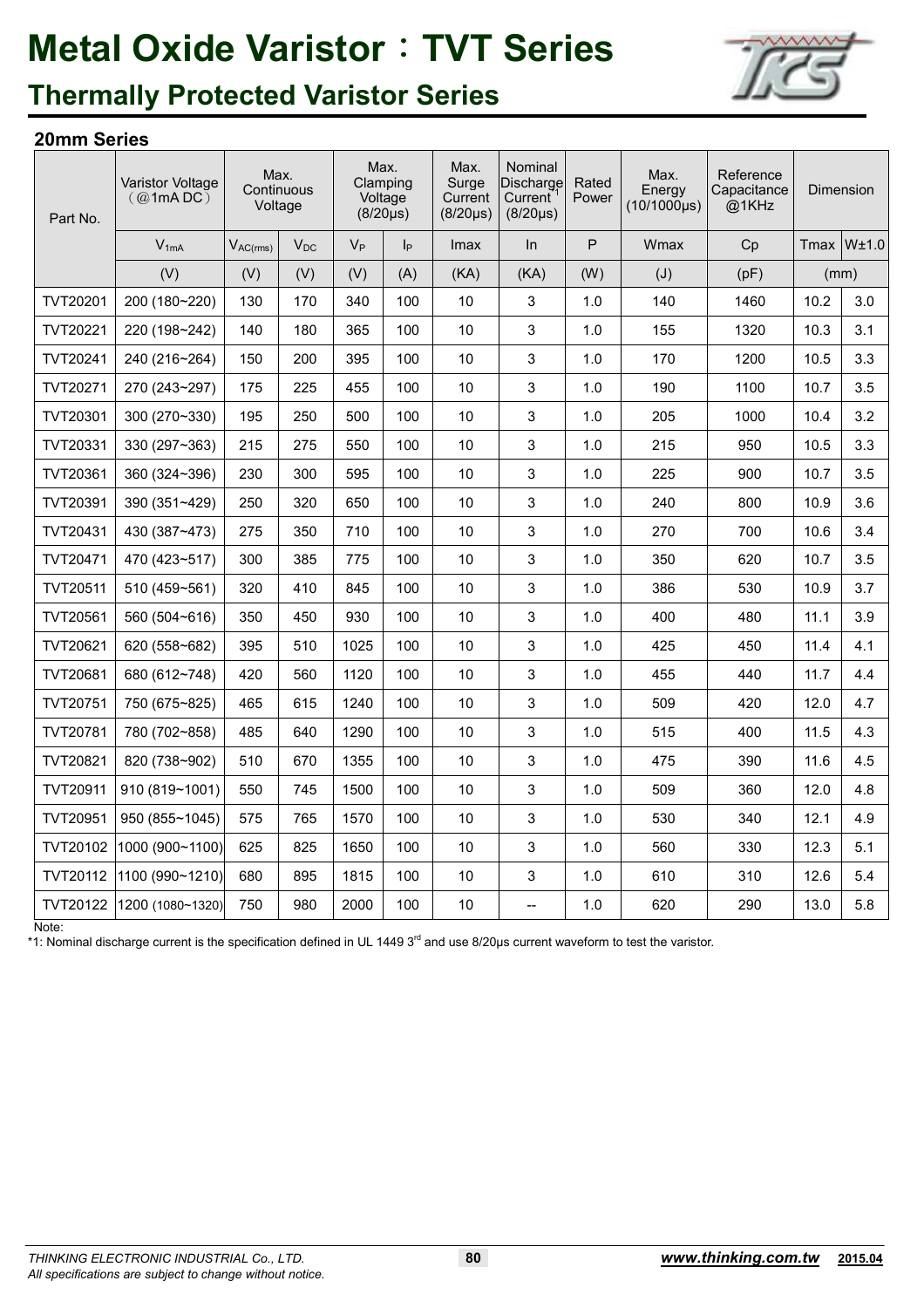# Metal Oxide Varistor：TVT Series

## Thermally Protected Varistor Series

### 20mm Series

| Part No. | Varistor Voltage (@1mA DC) | Max. Continuous Voltage | | Max. Clamping Voltage (8/20μs) | | Max. Surge Current (8/20μs) | Nominal Discharge Current[*1] (8/20μs) | Rated Power | Max. Energy (10/1000μs) | Reference Capacitance @1KHz | Dimension | |
|---|---|---|---|---|---|---|---|---|---|---|---|---|
| | $V_{1mA}$ | $V_{AC(rms)}$ | $V_{DC}$ | $V_P$ | $I_P$ | Imax | In | P | Wmax | Cp | Tmax | W±1.0 |
| | (V) | (V) | (V) | (V) | (A) | (KA) | (KA) | (W) | (J) | (pF) | (mm) | |
| TVT20201 | 200 (180~220) | 130 | 170 | 340 | 100 | 10 | 3 | 1.0 | 140 | 1460 | 10.2 | 3.0 |
| TVT20221 | 220 (198~242) | 140 | 180 | 365 | 100 | 10 | 3 | 1.0 | 155 | 1320 | 10.3 | 3.1 |
| TVT20241 | 240 (216~264) | 150 | 200 | 395 | 100 | 10 | 3 | 1.0 | 170 | 1200 | 10.5 | 3.3 |
| TVT20271 | 270 (243~297) | 175 | 225 | 455 | 100 | 10 | 3 | 1.0 | 190 | 1100 | 10.7 | 3.5 |
| TVT20301 | 300 (270~330) | 195 | 250 | 500 | 100 | 10 | 3 | 1.0 | 205 | 1000 | 10.4 | 3.2 |
| TVT20331 | 330 (297~363) | 215 | 275 | 550 | 100 | 10 | 3 | 1.0 | 215 | 950 | 10.5 | 3.3 |
| TVT20361 | 360 (324~396) | 230 | 300 | 595 | 100 | 10 | 3 | 1.0 | 225 | 900 | 10.7 | 3.5 |
| TVT20391 | 390 (351~429) | 250 | 320 | 650 | 100 | 10 | 3 | 1.0 | 240 | 800 | 10.9 | 3.6 |
| TVT20431 | 430 (387~473) | 275 | 350 | 710 | 100 | 10 | 3 | 1.0 | 270 | 700 | 10.6 | 3.4 |
| TVT20471 | 470 (423~517) | 300 | 385 | 775 | 100 | 10 | 3 | 1.0 | 350 | 620 | 10.7 | 3.5 |
| TVT20511 | 510 (459~561) | 320 | 410 | 845 | 100 | 10 | 3 | 1.0 | 386 | 530 | 10.9 | 3.7 |
| TVT20561 | 560 (504~616) | 350 | 450 | 930 | 100 | 10 | 3 | 1.0 | 400 | 480 | 11.1 | 3.9 |
| TVT20621 | 620 (558~682) | 395 | 510 | 1025 | 100 | 10 | 3 | 1.0 | 425 | 450 | 11.4 | 4.1 |
| TVT20681 | 680 (612~748) | 420 | 560 | 1120 | 100 | 10 | 3 | 1.0 | 455 | 440 | 11.7 | 4.4 |
| TVT20751 | 750 (675~825) | 465 | 615 | 1240 | 100 | 10 | 3 | 1.0 | 509 | 420 | 12.0 | 4.7 |
| TVT20781 | 780 (702~858) | 485 | 640 | 1290 | 100 | 10 | 3 | 1.0 | 515 | 400 | 11.5 | 4.3 |
| TVT20821 | 820 (738~902) | 510 | 670 | 1355 | 100 | 10 | 3 | 1.0 | 475 | 390 | 11.6 | 4.5 |
| TVT20911 | 910 (819~1001) | 550 | 745 | 1500 | 100 | 10 | 3 | 1.0 | 509 | 360 | 12.0 | 4.8 |
| TVT20951 | 950 (855~1045) | 575 | 765 | 1570 | 100 | 10 | 3 | 1.0 | 530 | 340 | 12.1 | 4.9 |
| TVT20102 | 1000 (900~1100) | 625 | 825 | 1650 | 100 | 10 | 3 | 1.0 | 560 | 330 | 12.3 | 5.1 |
| TVT20112 | 1100 (990~1210) | 680 | 895 | 1815 | 100 | 10 | 3 | 1.0 | 610 | 310 | 12.6 | 5.4 |
| TVT20122 | 1200 (1080~1320) | 750 | 980 | 2000 | 100 | 10 | -- | 1.0 | 620 | 290 | 13.0 | 5.8 |

Note:
*1: Nominal discharge current is the specification defined in UL 1449 3rd and use 8/20μs current waveform to test the varistor.

*THINKING ELECTRONIC INDUSTRIAL Co., LTD.*
*All specifications are subject to change without notice.*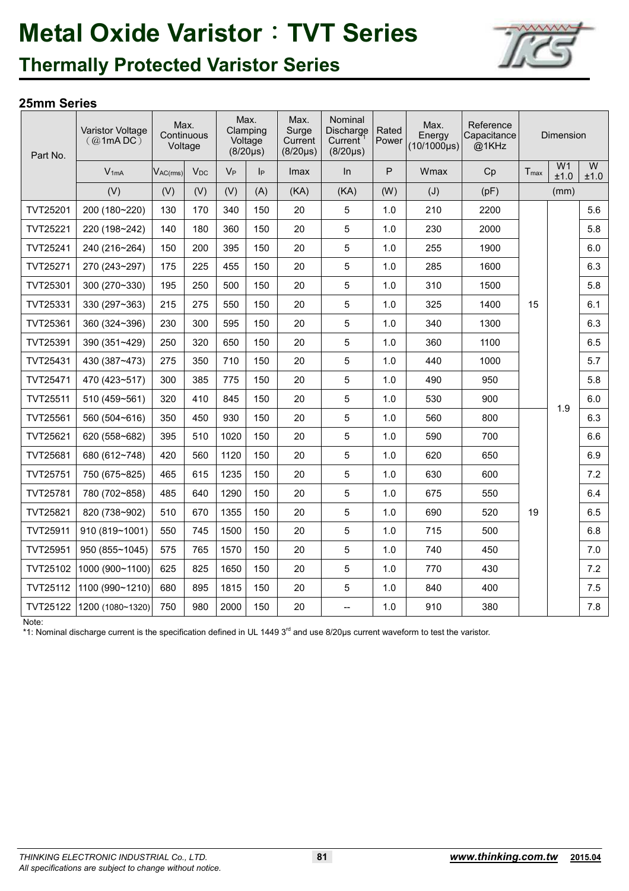# Metal Oxide Varistor：TVT Series

## Thermally Protected Varistor Series

### 25mm Series

| Part No. | Varistor Voltage (@1mA DC) | Max. Continuous Voltage | | Max. Clamping Voltage (8/20μs) | | Max. Surge Current (8/20μs) | Nominal Discharge Current [1] (8/20μs) | Rated Power | Max. Energy (10/1000μs) | Reference Capacitance @1KHz | Dimension | | |
|---|---|---|---|---|---|---|---|---|---|---|---|---|---|
| | $V_{1mA}$ | $V_{AC(rms)}$ | $V_{DC}$ | $V_P$ | $I_P$ | Imax | In | P | Wmax | Cp | $T_{max}$ | W1 ±1.0 | W ±1.0 |
| | (V) | (V) | (V) | (V) | (A) | (KA) | (KA) | (W) | (J) | (pF) | (mm) | | |
| TVT25201 | 200 (180~220) | 130 | 170 | 340 | 150 | 20 | 5 | 1.0 | 210 | 2200 | 15 | 1.9 | 5.6 |
| TVT25221 | 220 (198~242) | 140 | 180 | 360 | 150 | 20 | 5 | 1.0 | 230 | 2000 | 15 | 1.9 | 5.8 |
| TVT25241 | 240 (216~264) | 150 | 200 | 395 | 150 | 20 | 5 | 1.0 | 255 | 1900 | 15 | 1.9 | 6.0 |
| TVT25271 | 270 (243~297) | 175 | 225 | 455 | 150 | 20 | 5 | 1.0 | 285 | 1600 | 15 | 1.9 | 6.3 |
| TVT25301 | 300 (270~330) | 195 | 250 | 500 | 150 | 20 | 5 | 1.0 | 310 | 1500 | 15 | 1.9 | 5.8 |
| TVT25331 | 330 (297~363) | 215 | 275 | 550 | 150 | 20 | 5 | 1.0 | 325 | 1400 | 15 | 1.9 | 6.1 |
| TVT25361 | 360 (324~396) | 230 | 300 | 595 | 150 | 20 | 5 | 1.0 | 340 | 1300 | 15 | 1.9 | 6.3 |
| TVT25391 | 390 (351~429) | 250 | 320 | 650 | 150 | 20 | 5 | 1.0 | 360 | 1100 | 15 | 1.9 | 6.5 |
| TVT25431 | 430 (387~473) | 275 | 350 | 710 | 150 | 20 | 5 | 1.0 | 440 | 1000 | 15 | 1.9 | 5.7 |
| TVT25471 | 470 (423~517) | 300 | 385 | 775 | 150 | 20 | 5 | 1.0 | 490 | 950 | 15 | 1.9 | 5.8 |
| TVT25511 | 510 (459~561) | 320 | 410 | 845 | 150 | 20 | 5 | 1.0 | 530 | 900 | 15 | 1.9 | 6.0 |
| TVT25561 | 560 (504~616) | 350 | 450 | 930 | 150 | 20 | 5 | 1.0 | 560 | 800 | 19 | 1.9 | 6.3 |
| TVT25621 | 620 (558~682) | 395 | 510 | 1020 | 150 | 20 | 5 | 1.0 | 590 | 700 | 19 | 1.9 | 6.6 |
| TVT25681 | 680 (612~748) | 420 | 560 | 1120 | 150 | 20 | 5 | 1.0 | 620 | 650 | 19 | 1.9 | 6.9 |
| TVT25751 | 750 (675~825) | 465 | 615 | 1235 | 150 | 20 | 5 | 1.0 | 630 | 600 | 19 | 1.9 | 7.2 |
| TVT25781 | 780 (702~858) | 485 | 640 | 1290 | 150 | 20 | 5 | 1.0 | 675 | 550 | 19 | 1.9 | 6.4 |
| TVT25821 | 820 (738~902) | 510 | 670 | 1355 | 150 | 20 | 5 | 1.0 | 690 | 520 | 19 | 1.9 | 6.5 |
| TVT25911 | 910 (819~1001) | 550 | 745 | 1500 | 150 | 20 | 5 | 1.0 | 715 | 500 | 19 | 1.9 | 6.8 |
| TVT25951 | 950 (855~1045) | 575 | 765 | 1570 | 150 | 20 | 5 | 1.0 | 740 | 450 | 19 | 1.9 | 7.0 |
| TVT25102 | 1000 (900~1100) | 625 | 825 | 1650 | 150 | 20 | 5 | 1.0 | 770 | 430 | 19 | 1.9 | 7.2 |
| TVT25112 | 1100 (990~1210) | 680 | 895 | 1815 | 150 | 20 | 5 | 1.0 | 840 | 400 | 19 | 1.9 | 7.5 |
| TVT25122 | 1200 (1080~1320) | 750 | 980 | 2000 | 150 | 20 | -- | 1.0 | 910 | 380 | 19 | 1.9 | 7.8 |

Note:
*1: Nominal discharge current is the specification defined in UL 1449 3rd and use 8/20μs current waveform to test the varistor.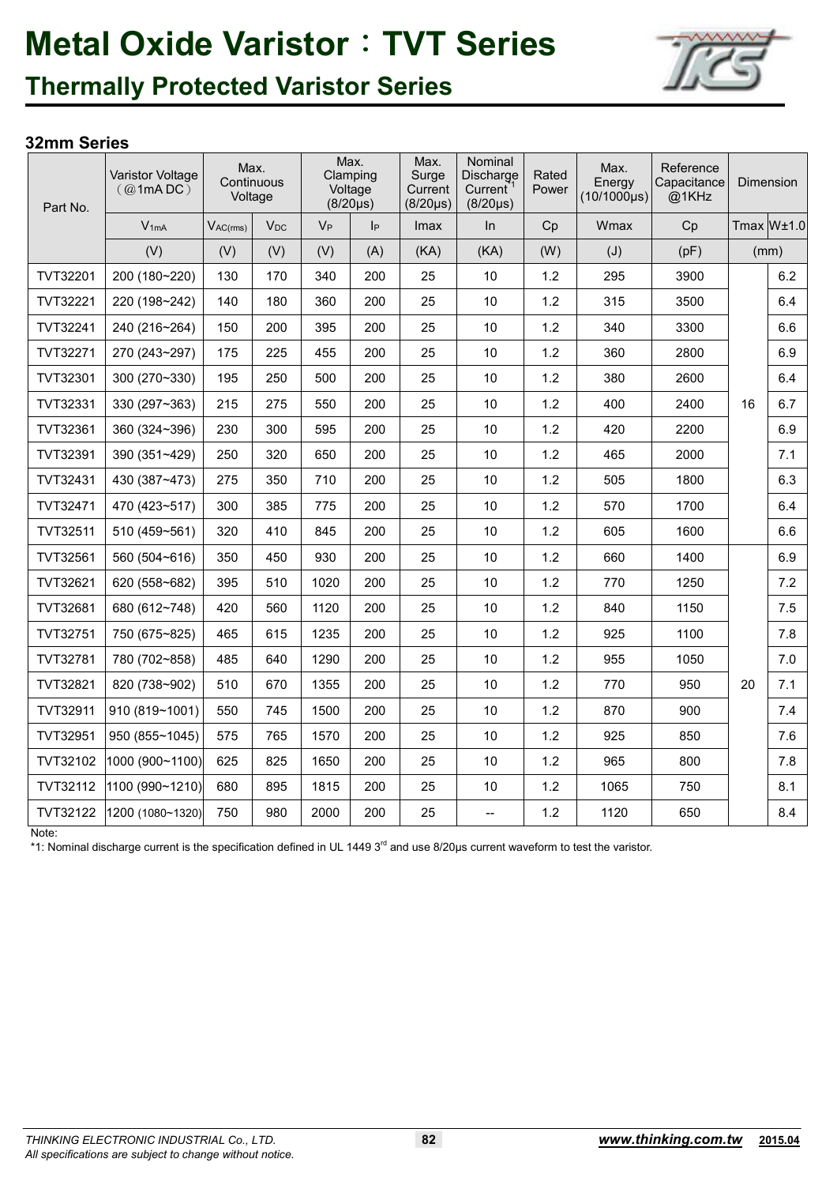# Metal Oxide Varistor：TVT Series

## Thermally Protected Varistor Series

### 32mm Series

| Part No. | Varistor Voltage (@1mA DC) | Max. Continuous Voltage | | Max. Clamping Voltage (8/20μs) | | Max. Surge Current (8/20μs) | Nominal Discharge Current[*1] (8/20μs) | Rated Power | Max. Energy (10/1000μs) | Reference Capacitance @1KHz | Dimension | |
|---|---|---|---|---|---|---|---|---|---|---|---|---|
| | $V_{1mA}$ | $V_{AC(rms)}$ | $V_{DC}$ | $V_P$ | $I_P$ | Imax | In | Cp | Wmax | Cp | Tmax | W±1.0 |
| | (V) | (V) | (V) | (V) | (A) | (KA) | (KA) | (W) | (J) | (pF) | (mm) | |
| TVT32201 | 200 (180~220) | 130 | 170 | 340 | 200 | 25 | 10 | 1.2 | 295 | 3900 | 16 | 6.2 |
| TVT32221 | 220 (198~242) | 140 | 180 | 360 | 200 | 25 | 10 | 1.2 | 315 | 3500 | 16 | 6.4 |
| TVT32241 | 240 (216~264) | 150 | 200 | 395 | 200 | 25 | 10 | 1.2 | 340 | 3300 | 16 | 6.6 |
| TVT32271 | 270 (243~297) | 175 | 225 | 455 | 200 | 25 | 10 | 1.2 | 360 | 2800 | 16 | 6.9 |
| TVT32301 | 300 (270~330) | 195 | 250 | 500 | 200 | 25 | 10 | 1.2 | 380 | 2600 | 16 | 6.4 |
| TVT32331 | 330 (297~363) | 215 | 275 | 550 | 200 | 25 | 10 | 1.2 | 400 | 2400 | 16 | 6.7 |
| TVT32361 | 360 (324~396) | 230 | 300 | 595 | 200 | 25 | 10 | 1.2 | 420 | 2200 | 16 | 6.9 |
| TVT32391 | 390 (351~429) | 250 | 320 | 650 | 200 | 25 | 10 | 1.2 | 465 | 2000 | 16 | 7.1 |
| TVT32431 | 430 (387~473) | 275 | 350 | 710 | 200 | 25 | 10 | 1.2 | 505 | 1800 | 16 | 6.3 |
| TVT32471 | 470 (423~517) | 300 | 385 | 775 | 200 | 25 | 10 | 1.2 | 570 | 1700 | 16 | 6.4 |
| TVT32511 | 510 (459~561) | 320 | 410 | 845 | 200 | 25 | 10 | 1.2 | 605 | 1600 | 16 | 6.6 |
| TVT32561 | 560 (504~616) | 350 | 450 | 930 | 200 | 25 | 10 | 1.2 | 660 | 1400 | 20 | 6.9 |
| TVT32621 | 620 (558~682) | 395 | 510 | 1020 | 200 | 25 | 10 | 1.2 | 770 | 1250 | 20 | 7.2 |
| TVT32681 | 680 (612~748) | 420 | 560 | 1120 | 200 | 25 | 10 | 1.2 | 840 | 1150 | 20 | 7.5 |
| TVT32751 | 750 (675~825) | 465 | 615 | 1235 | 200 | 25 | 10 | 1.2 | 925 | 1100 | 20 | 7.8 |
| TVT32781 | 780 (702~858) | 485 | 640 | 1290 | 200 | 25 | 10 | 1.2 | 955 | 1050 | 20 | 7.0 |
| TVT32821 | 820 (738~902) | 510 | 670 | 1355 | 200 | 25 | 10 | 1.2 | 770 | 950 | 20 | 7.1 |
| TVT32911 | 910 (819~1001) | 550 | 745 | 1500 | 200 | 25 | 10 | 1.2 | 870 | 900 | 20 | 7.4 |
| TVT32951 | 950 (855~1045) | 575 | 765 | 1570 | 200 | 25 | 10 | 1.2 | 925 | 850 | 20 | 7.6 |
| TVT32102 | 1000 (900~1100) | 625 | 825 | 1650 | 200 | 25 | 10 | 1.2 | 965 | 800 | 20 | 7.8 |
| TVT32112 | 1100 (990~1210) | 680 | 895 | 1815 | 200 | 25 | 10 | 1.2 | 1065 | 750 | 20 | 8.1 |
| TVT32122 | 1200 (1080~1320) | 750 | 980 | 2000 | 200 | 25 | -- | 1.2 | 1120 | 650 | 20 | 8.4 |

Note:
*1: Nominal discharge current is the specification defined in UL 1449 3rd and use 8/20μs current waveform to test the varistor.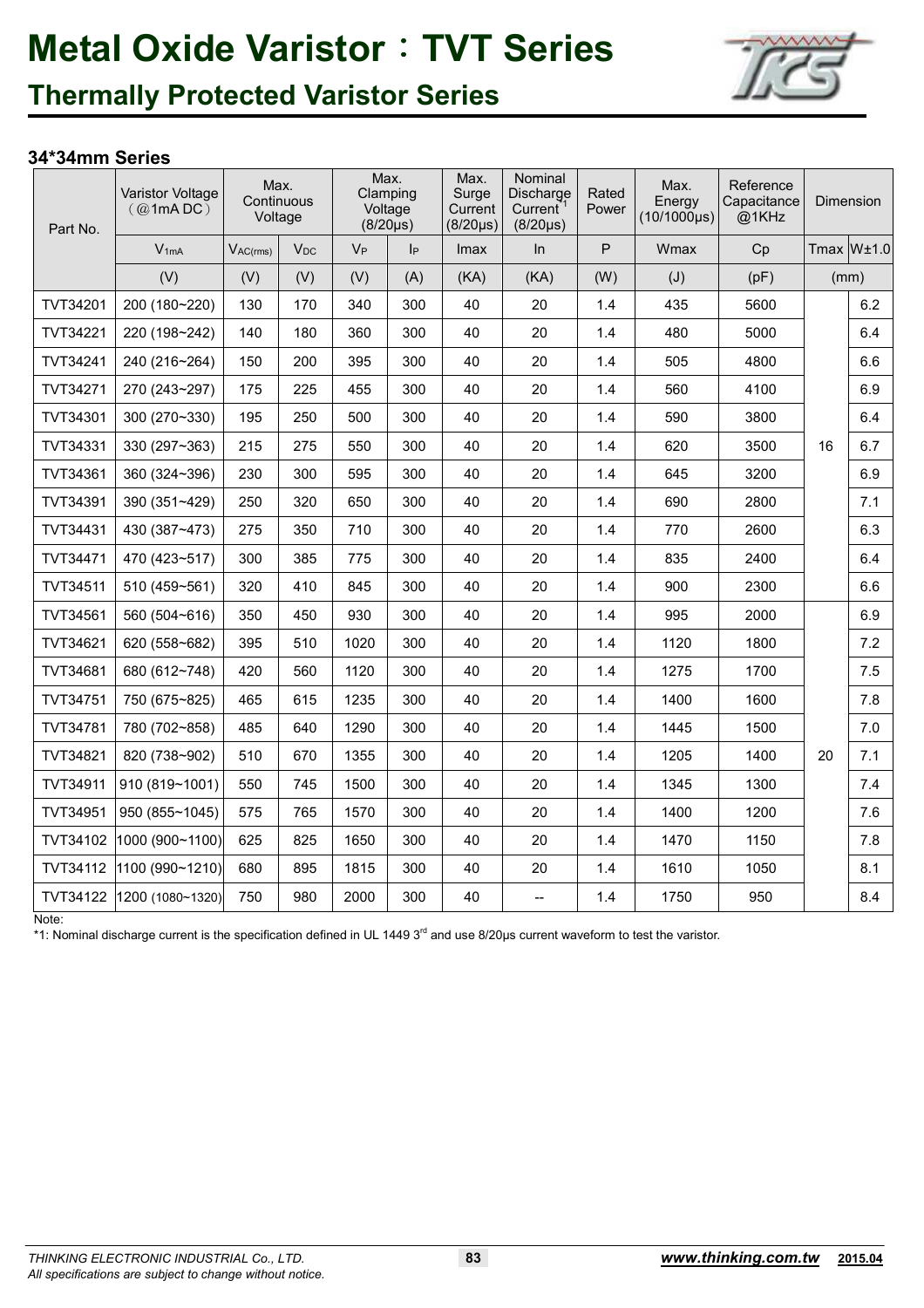# Metal Oxide Varistor：TVT Series

## Thermally Protected Varistor Series

### 34*34mm Series

| Part No. | Varistor Voltage (@1mA DC) | Max. Continuous Voltage | | Max. Clamping Voltage (8/20μs) | | Max. Surge Current (8/20μs) | Nominal Discharge Current[1] (8/20μs) | Rated Power | Max. Energy (10/1000μs) | Reference Capacitance @1KHz | Dimension | |
|---|---|---|---|---|---|---|---|---|---|---|---|---|
| | $V_{1mA}$ | $V_{AC(rms)}$ | $V_{DC}$ | $V_P$ | $I_P$ | Imax | In | P | Wmax | Cp | Tmax | W±1.0 |
| | (V) | (V) | (V) | (V) | (A) | (KA) | (KA) | (W) | (J) | (pF) | (mm) | |
| TVT34201 | 200 (180~220) | 130 | 170 | 340 | 300 | 40 | 20 | 1.4 | 435 | 5600 | 16 | 6.2 |
| TVT34221 | 220 (198~242) | 140 | 180 | 360 | 300 | 40 | 20 | 1.4 | 480 | 5000 | 16 | 6.4 |
| TVT34241 | 240 (216~264) | 150 | 200 | 395 | 300 | 40 | 20 | 1.4 | 505 | 4800 | 16 | 6.6 |
| TVT34271 | 270 (243~297) | 175 | 225 | 455 | 300 | 40 | 20 | 1.4 | 560 | 4100 | 16 | 6.9 |
| TVT34301 | 300 (270~330) | 195 | 250 | 500 | 300 | 40 | 20 | 1.4 | 590 | 3800 | 16 | 6.4 |
| TVT34331 | 330 (297~363) | 215 | 275 | 550 | 300 | 40 | 20 | 1.4 | 620 | 3500 | 16 | 6.7 |
| TVT34361 | 360 (324~396) | 230 | 300 | 595 | 300 | 40 | 20 | 1.4 | 645 | 3200 | 16 | 6.9 |
| TVT34391 | 390 (351~429) | 250 | 320 | 650 | 300 | 40 | 20 | 1.4 | 690 | 2800 | 16 | 7.1 |
| TVT34431 | 430 (387~473) | 275 | 350 | 710 | 300 | 40 | 20 | 1.4 | 770 | 2600 | 16 | 6.3 |
| TVT34471 | 470 (423~517) | 300 | 385 | 775 | 300 | 40 | 20 | 1.4 | 835 | 2400 | 16 | 6.4 |
| TVT34511 | 510 (459~561) | 320 | 410 | 845 | 300 | 40 | 20 | 1.4 | 900 | 2300 | 16 | 6.6 |
| TVT34561 | 560 (504~616) | 350 | 450 | 930 | 300 | 40 | 20 | 1.4 | 995 | 2000 | 20 | 6.9 |
| TVT34621 | 620 (558~682) | 395 | 510 | 1020 | 300 | 40 | 20 | 1.4 | 1120 | 1800 | 20 | 7.2 |
| TVT34681 | 680 (612~748) | 420 | 560 | 1120 | 300 | 40 | 20 | 1.4 | 1275 | 1700 | 20 | 7.5 |
| TVT34751 | 750 (675~825) | 465 | 615 | 1235 | 300 | 40 | 20 | 1.4 | 1400 | 1600 | 20 | 7.8 |
| TVT34781 | 780 (702~858) | 485 | 640 | 1290 | 300 | 40 | 20 | 1.4 | 1445 | 1500 | 20 | 7.0 |
| TVT34821 | 820 (738~902) | 510 | 670 | 1355 | 300 | 40 | 20 | 1.4 | 1205 | 1400 | 20 | 7.1 |
| TVT34911 | 910 (819~1001) | 550 | 745 | 1500 | 300 | 40 | 20 | 1.4 | 1345 | 1300 | 20 | 7.4 |
| TVT34951 | 950 (855~1045) | 575 | 765 | 1570 | 300 | 40 | 20 | 1.4 | 1400 | 1200 | 20 | 7.6 |
| TVT34102 | 1000 (900~1100) | 625 | 825 | 1650 | 300 | 40 | 20 | 1.4 | 1470 | 1150 | 20 | 7.8 |
| TVT34112 | 1100 (990~1210) | 680 | 895 | 1815 | 300 | 40 | 20 | 1.4 | 1610 | 1050 | 20 | 8.1 |
| TVT34122 | 1200 (1080~1320) | 750 | 980 | 2000 | 300 | 40 | -- | 1.4 | 1750 | 950 | 20 | 8.4 |

Note:

*1: Nominal discharge current is the specification defined in UL 1449 3rd and use 8/20μs current waveform to test the varistor.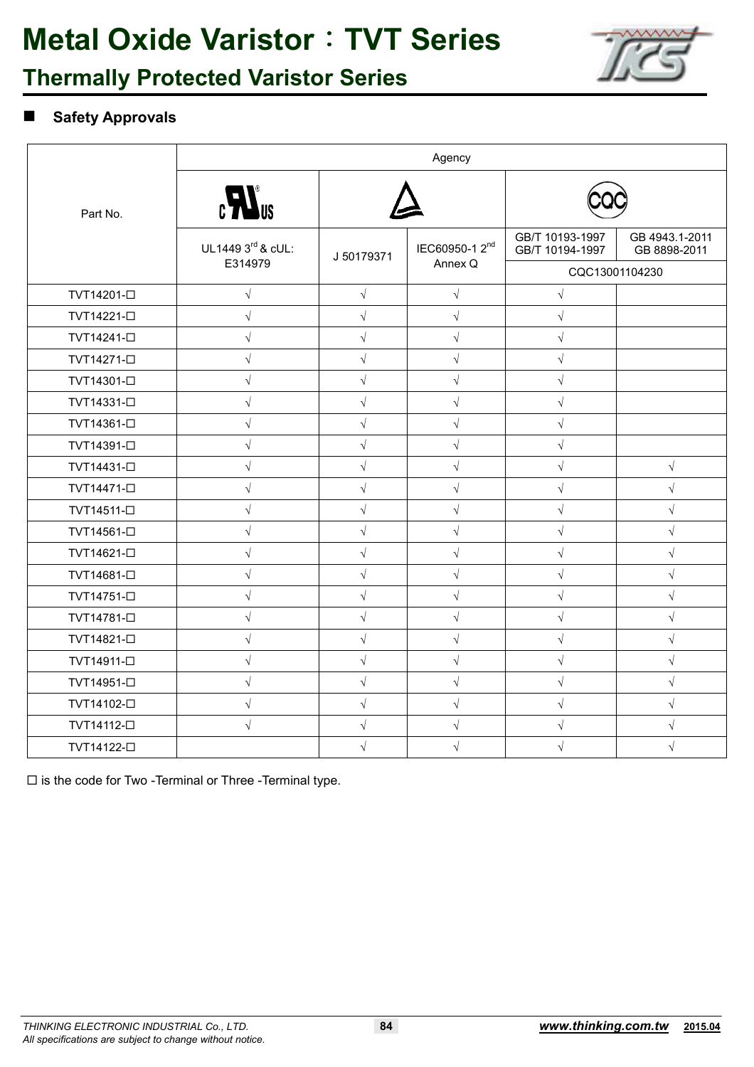# Metal Oxide Varistor：TVT Series

## Thermally Protected Varistor Series

### ■ Safety Approvals

| Part No. | Agency | | | | |
|---|---|---|---|---|---|
| | cULus | (TÜV) | | CQC | |
| | UL1449 3rd & cUL: E314979 | J 50179371 | IEC60950-1 2nd Annex Q | GB/T 10193-1997 GB/T 10194-1997 | GB 4943.1-2011 GB 8898-2011 |
| | | | | CQC13001104230 | |
| TVT14201-☐ | √ | √ | √ | √ | |
| TVT14221-☐ | √ | √ | √ | √ | |
| TVT14241-☐ | √ | √ | √ | √ | |
| TVT14271-☐ | √ | √ | √ | √ | |
| TVT14301-☐ | √ | √ | √ | √ | |
| TVT14331-☐ | √ | √ | √ | √ | |
| TVT14361-☐ | √ | √ | √ | √ | |
| TVT14391-☐ | √ | √ | √ | √ | |
| TVT14431-☐ | √ | √ | √ | √ | √ |
| TVT14471-☐ | √ | √ | √ | √ | √ |
| TVT14511-☐ | √ | √ | √ | √ | √ |
| TVT14561-☐ | √ | √ | √ | √ | √ |
| TVT14621-☐ | √ | √ | √ | √ | √ |
| TVT14681-☐ | √ | √ | √ | √ | √ |
| TVT14751-☐ | √ | √ | √ | √ | √ |
| TVT14781-☐ | √ | √ | √ | √ | √ |
| TVT14821-☐ | √ | √ | √ | √ | √ |
| TVT14911-☐ | √ | √ | √ | √ | √ |
| TVT14951-☐ | √ | √ | √ | √ | √ |
| TVT14102-☐ | √ | √ | √ | √ | √ |
| TVT14112-☐ | √ | √ | √ | √ | √ |
| TVT14122-☐ | | √ | √ | √ | √ |

☐ is the code for Two -Terminal or Three -Terminal type.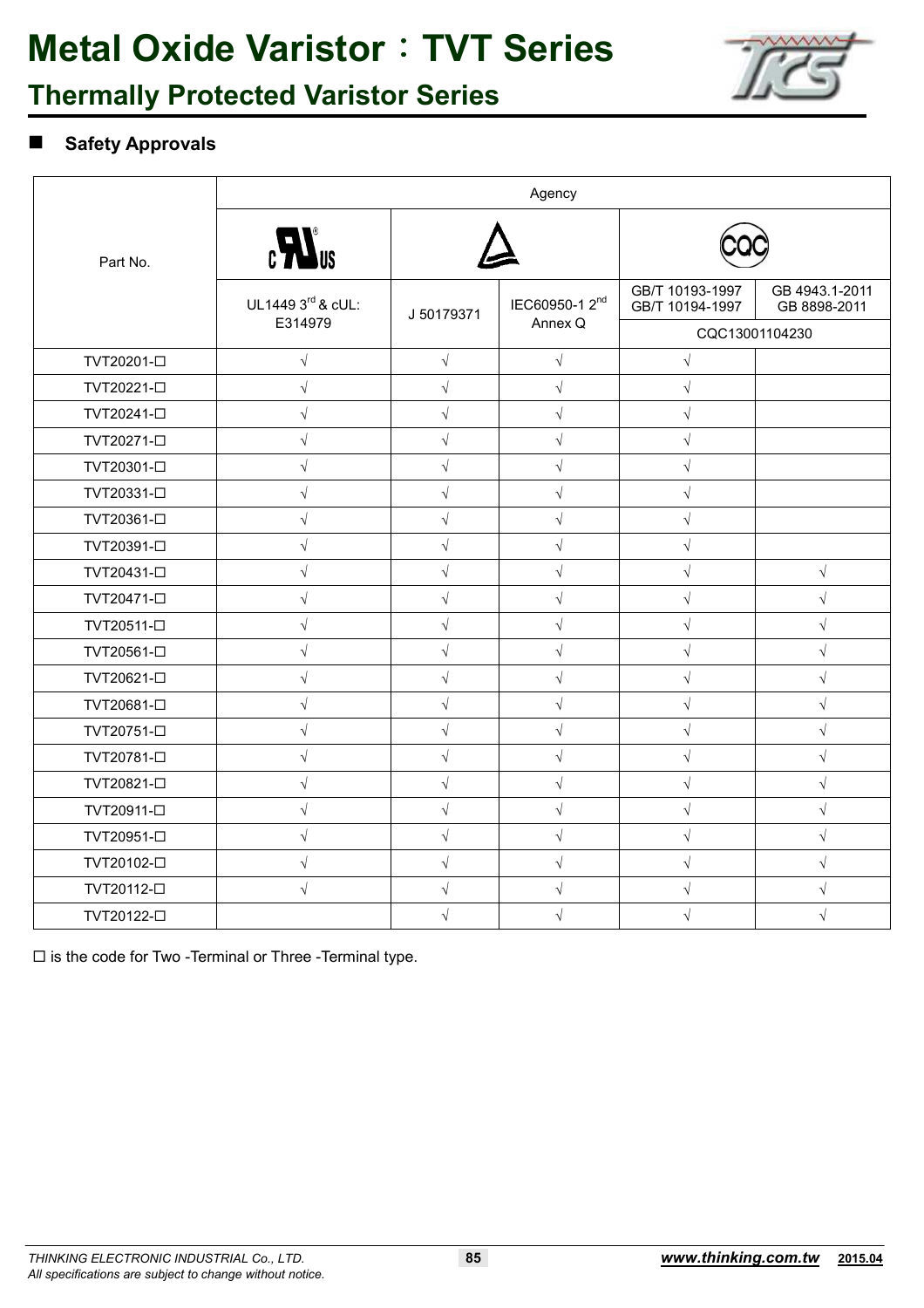# Metal Oxide Varistor：TVT Series

## Thermally Protected Varistor Series

### ■ Safety Approvals

| Part No. | Agency | | | | |
|---|---|---|---|---|---|
| | cURus | TÜV | | CQC | |
| | UL1449 3rd & cUL: E314979 | J 50179371 | IEC60950-1 2nd Annex Q | GB/T 10193-1997 GB/T 10194-1997 | GB 4943.1-2011 GB 8898-2011 |
| | | | | CQC13001104230 | |
| TVT20201-☐ | √ | √ | √ | √ | |
| TVT20221-☐ | √ | √ | √ | √ | |
| TVT20241-☐ | √ | √ | √ | √ | |
| TVT20271-☐ | √ | √ | √ | √ | |
| TVT20301-☐ | √ | √ | √ | √ | |
| TVT20331-☐ | √ | √ | √ | √ | |
| TVT20361-☐ | √ | √ | √ | √ | |
| TVT20391-☐ | √ | √ | √ | √ | |
| TVT20431-☐ | √ | √ | √ | √ | √ |
| TVT20471-☐ | √ | √ | √ | √ | √ |
| TVT20511-☐ | √ | √ | √ | √ | √ |
| TVT20561-☐ | √ | √ | √ | √ | √ |
| TVT20621-☐ | √ | √ | √ | √ | √ |
| TVT20681-☐ | √ | √ | √ | √ | √ |
| TVT20751-☐ | √ | √ | √ | √ | √ |
| TVT20781-☐ | √ | √ | √ | √ | √ |
| TVT20821-☐ | √ | √ | √ | √ | √ |
| TVT20911-☐ | √ | √ | √ | √ | √ |
| TVT20951-☐ | √ | √ | √ | √ | √ |
| TVT20102-☐ | √ | √ | √ | √ | √ |
| TVT20112-☐ | √ | √ | √ | √ | √ |
| TVT20122-☐ | | √ | √ | √ | √ |

☐ is the code for Two -Terminal or Three -Terminal type.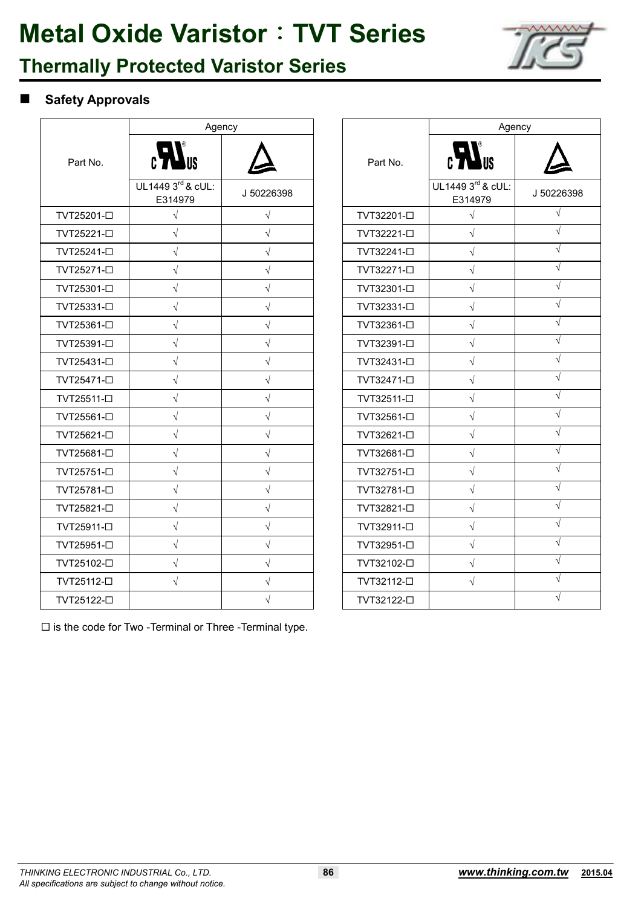# Metal Oxide Varistor：TVT Series

## Thermally Protected Varistor Series

### ■ Safety Approvals

| Part No. | Agency | |
|---|---|---|
| | cULus | △ |
| | UL1449 3rd & cUL: E314979 | J 50226398 |
| TVT25201-☐ | √ | √ |
| TVT25221-☐ | √ | √ |
| TVT25241-☐ | √ | √ |
| TVT25271-☐ | √ | √ |
| TVT25301-☐ | √ | √ |
| TVT25331-☐ | √ | √ |
| TVT25361-☐ | √ | √ |
| TVT25391-☐ | √ | √ |
| TVT25431-☐ | √ | √ |
| TVT25471-☐ | √ | √ |
| TVT25511-☐ | √ | √ |
| TVT25561-☐ | √ | √ |
| TVT25621-☐ | √ | √ |
| TVT25681-☐ | √ | √ |
| TVT25751-☐ | √ | √ |
| TVT25781-☐ | √ | √ |
| TVT25821-☐ | √ | √ |
| TVT25911-☐ | √ | √ |
| TVT25951-☐ | √ | √ |
| TVT25102-☐ | √ | √ |
| TVT25112-☐ | √ | √ |
| TVT25122-☐ | | √ |

| Part No. | Agency | |
|---|---|---|
| | cULus | △ |
| | UL1449 3rd & cUL: E314979 | J 50226398 |
| TVT32201-☐ | √ | √ |
| TVT32221-☐ | √ | √ |
| TVT32241-☐ | √ | √ |
| TVT32271-☐ | √ | √ |
| TVT32301-☐ | √ | √ |
| TVT32331-☐ | √ | √ |
| TVT32361-☐ | √ | √ |
| TVT32391-☐ | √ | √ |
| TVT32431-☐ | √ | √ |
| TVT32471-☐ | √ | √ |
| TVT32511-☐ | √ | √ |
| TVT32561-☐ | √ | √ |
| TVT32621-☐ | √ | √ |
| TVT32681-☐ | √ | √ |
| TVT32751-☐ | √ | √ |
| TVT32781-☐ | √ | √ |
| TVT32821-☐ | √ | √ |
| TVT32911-☐ | √ | √ |
| TVT32951-☐ | √ | √ |
| TVT32102-☐ | √ | √ |
| TVT32112-☐ | √ | √ |
| TVT32122-☐ | | √ |

☐ is the code for Two -Terminal or Three -Terminal type.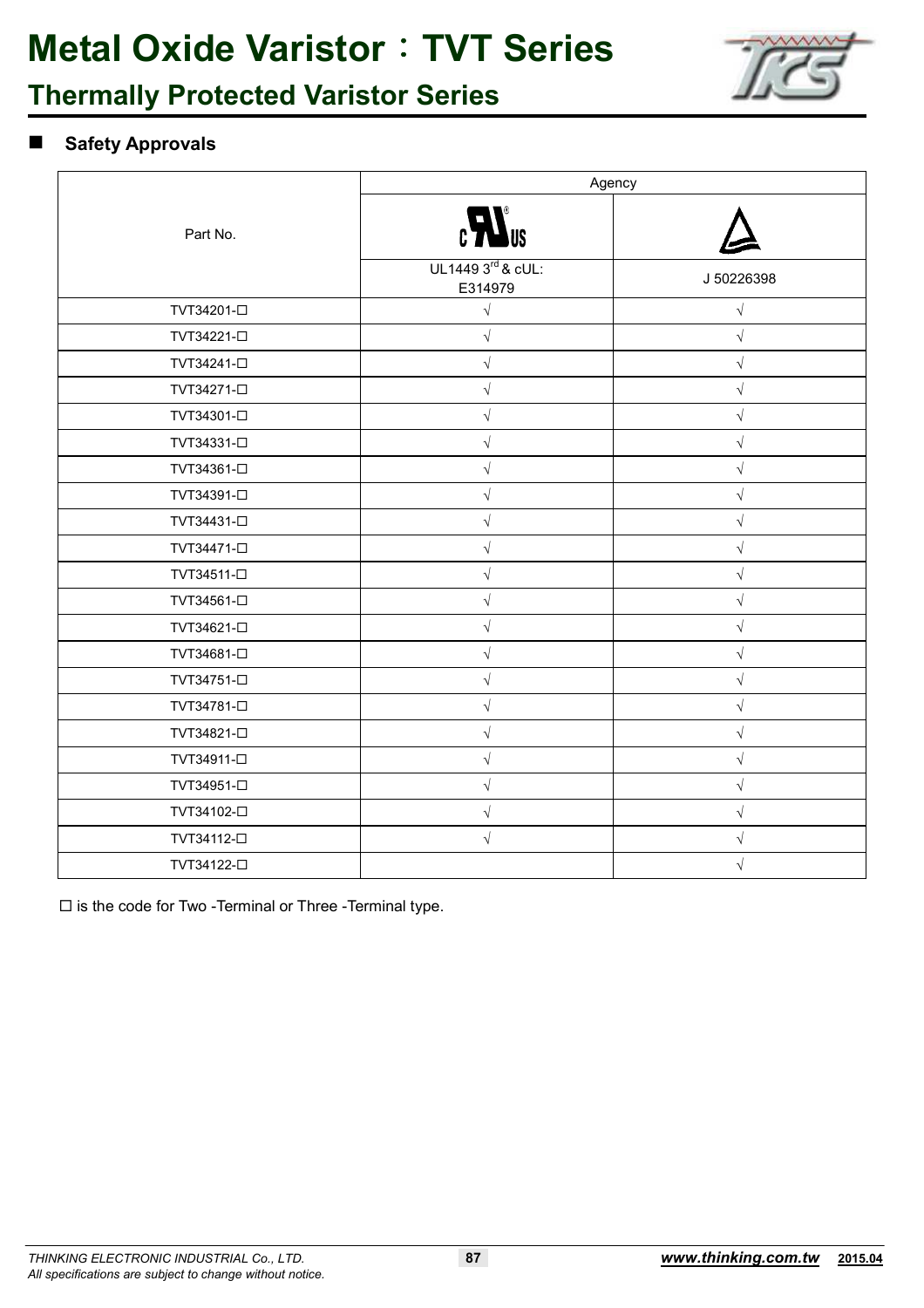# Metal Oxide Varistor：TVT Series

## Thermally Protected Varistor Series

### Safety Approvals

| Part No. | Agency | |
|---|---|---|
| | cULus | (TÜV) |
| | UL1449 3rd & cUL: E314979 | J 50226398 |
| TVT34201-☐ | √ | √ |
| TVT34221-☐ | √ | √ |
| TVT34241-☐ | √ | √ |
| TVT34271-☐ | √ | √ |
| TVT34301-☐ | √ | √ |
| TVT34331-☐ | √ | √ |
| TVT34361-☐ | √ | √ |
| TVT34391-☐ | √ | √ |
| TVT34431-☐ | √ | √ |
| TVT34471-☐ | √ | √ |
| TVT34511-☐ | √ | √ |
| TVT34561-☐ | √ | √ |
| TVT34621-☐ | √ | √ |
| TVT34681-☐ | √ | √ |
| TVT34751-☐ | √ | √ |
| TVT34781-☐ | √ | √ |
| TVT34821-☐ | √ | √ |
| TVT34911-☐ | √ | √ |
| TVT34951-☐ | √ | √ |
| TVT34102-☐ | √ | √ |
| TVT34112-☐ | √ | √ |
| TVT34122-☐ | | √ |

☐ is the code for Two -Terminal or Three -Terminal type.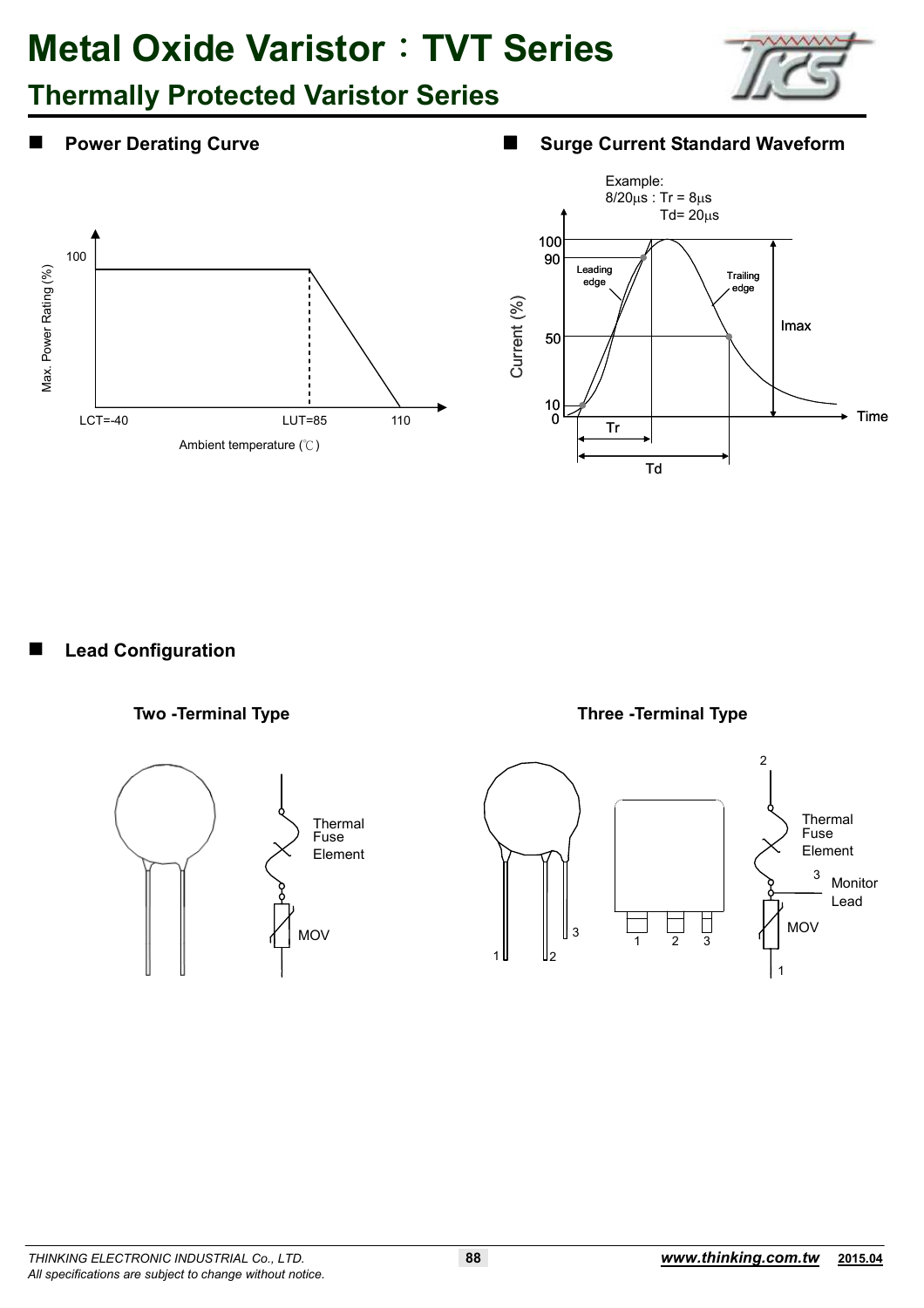# Metal Oxide Varistor：TVT Series

## Thermally Protected Varistor Series

### Power Derating Curve

Max. Power Rating (%)

100

LCT=-40 LUT=85 110

Ambient temperature (℃)

### Surge Current Standard Waveform

Example:
8/20μs : Tr = 8μs
Td= 20μs

Current (%)

100
90
50
10
0

Leading edge

Trailing edge

Imax

Time

Tr

Td

### Lead Configuration

**Two -Terminal Type**

Thermal Fuse Element

MOV

**Three -Terminal Type**

1 2 3

1 2 3

2

Thermal Fuse Element

3 Monitor Lead

MOV

1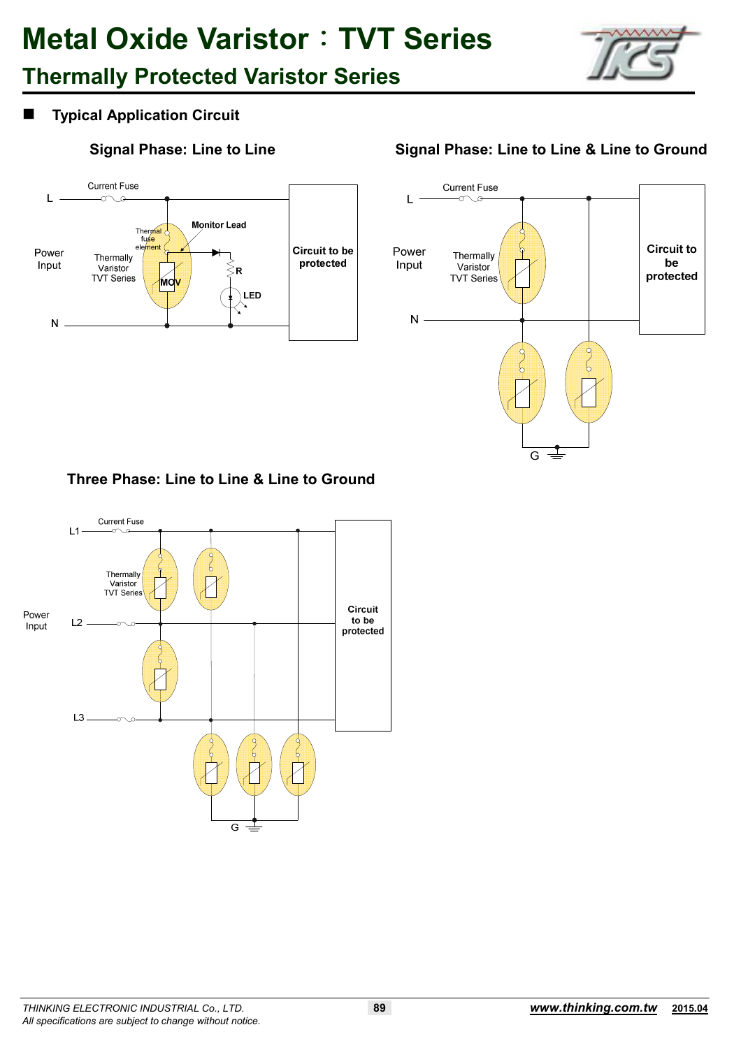# Metal Oxide Varistor：TVT Series

## Thermally Protected Varistor Series

### Typical Application Circuit

**Signal Phase: Line to Line**

Current Fuse

L

Power Input

Thermal fuse element

Thermally Varistor TVT Series

MOV

Monitor Lead

R

LED

N

Circuit to be protected

**Signal Phase: Line to Line & Line to Ground**

Current Fuse

L

Power Input

Thermally Varistor TVT Series

N

G

Circuit to be protected

**Three Phase: Line to Line & Line to Ground**

Current Fuse

L1

Thermally Varistor TVT Series

Power Input

L2

L3

G

Circuit to be protected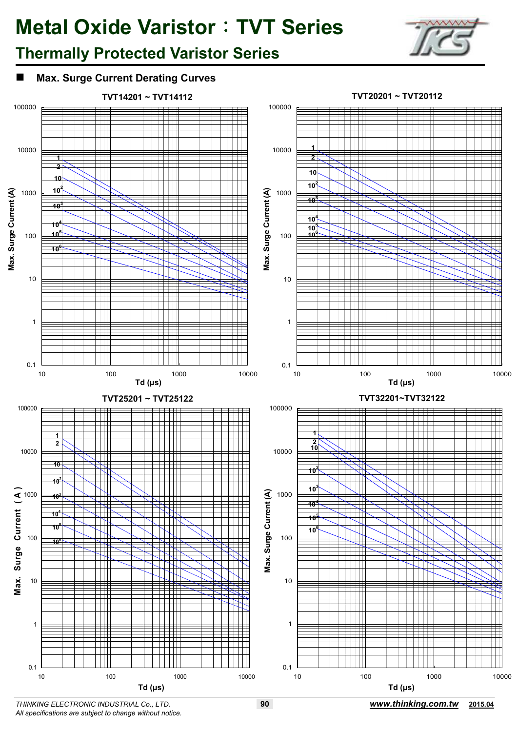# Metal Oxide Varistor：TVT Series

## Thermally Protected Varistor Series

### ■ Max. Surge Current Derating Curves

**TVT14201 ~ TVT14112**

Max. Surge Current (A) vs. Td (μs); curves labeled 1, 2, 10, $10^2$, $10^3$, $10^4$, $10^5$, $10^6$

**TVT20201 ~ TVT20112**

Max. Surge Current (A) vs. Td (μs); curves labeled 1, 2, 10, $10^2$, $10^3$, $10^4$, $10^5$, $10^6$

**TVT25201 ~ TVT25122**

Max. Surge Current (A) vs. Td (μs); curves labeled 1, 2, 10, $10^2$, $10^3$, $10^4$, $10^5$, $10^6$

**TVT32201~TVT32122**

Max. Surge Current (A) vs. Td (μs); curves labeled 1, 2, 10, $10^2$, $10^3$, $10^4$, $10^5$, $10^6$

*THINKING ELECTRONIC INDUSTRIAL Co., LTD.*
*All specifications are subject to change without notice.*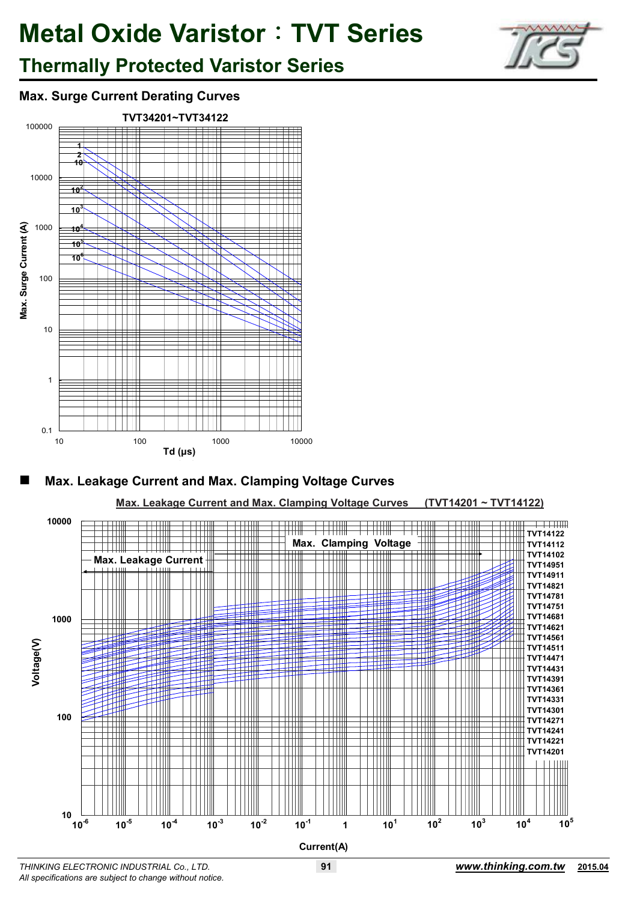# Metal Oxide Varistor：TVT Series

## Thermally Protected Varistor Series

### Max. Surge Current Derating Curves

TVT34201~TVT34122

Max. Surge Current (A)

Td (μs)

### Max. Leakage Current and Max. Clamping Voltage Curves

Max. Leakage Current and Max. Clamping Voltage Curves (TVT14201 ~ TVT14122)

Max. Clamping Voltage

Max. Leakage Current

TVT14122
TVT14112
TVT14102
TVT14951
TVT14911
TVT14821
TVT14781
TVT14751
TVT14681
TVT14621
TVT14561
TVT14511
TVT14471
TVT14431
TVT14391
TVT14361
TVT14331
TVT14301
TVT14271
TVT14241
TVT14221
TVT14201

Voltage(V)

Current(A)

*THINKING ELECTRONIC INDUSTRIAL Co., LTD.*
*All specifications are subject to change without notice.*

**www.thinking.com.tw** **2015.04**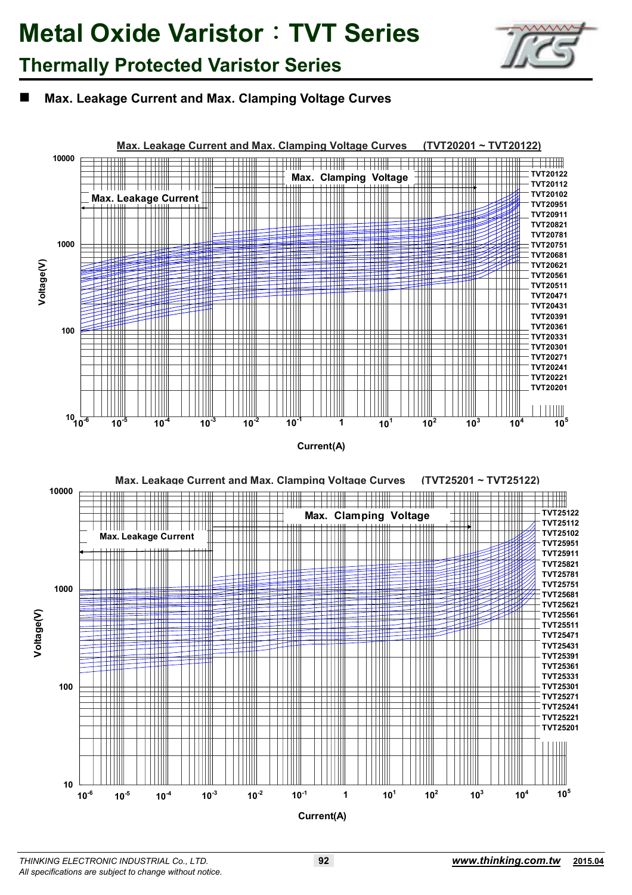# Metal Oxide Varistor：TVT Series

## Thermally Protected Varistor Series

### ■ Max. Leakage Current and Max. Clamping Voltage Curves

**Max. Leakage Current and Max. Clamping Voltage Curves (TVT20201 ~ TVT20122)**

Max. Clamping Voltage

Max. Leakage Current

Voltage(V): 10, 100, 1000, 10000

Current(A): $10^{-6}$, $10^{-5}$, $10^{-4}$, $10^{-3}$, $10^{-2}$, $10^{-1}$, 1, $10^{1}$, $10^{2}$, $10^{3}$, $10^{4}$, $10^{5}$

TVT20122, TVT20112, TVT20102, TVT20951, TVT20911, TVT20821, TVT20781, TVT20751, TVT20681, TVT20621, TVT20561, TVT20511, TVT20471, TVT20431, TVT20391, TVT20361, TVT20331, TVT20301, TVT20271, TVT20241, TVT20221, TVT20201

**Max. Leakage Current and Max. Clamping Voltage Curves (TVT25201 ~ TVT25122)**

Max. Clamping Voltage

Max. Leakage Current

Voltage(V): 10, 100, 1000, 10000

Current(A): $10^{-6}$, $10^{-5}$, $10^{-4}$, $10^{-3}$, $10^{-2}$, $10^{-1}$, 1, $10^{1}$, $10^{2}$, $10^{3}$, $10^{4}$, $10^{5}$

TVT25122, TVT25112, TVT25102, TVT25951, TVT25911, TVT25821, TVT25781, TVT25751, TVT25681, TVT25621, TVT25561, TVT25511, TVT25471, TVT25431, TVT25391, TVT25361, TVT25331, TVT25301, TVT25271, TVT25241, TVT25221, TVT25201

*THINKING ELECTRONIC INDUSTRIAL Co., LTD.*
*All specifications are subject to change without notice.*

***www.thinking.com.tw*** **2015.04**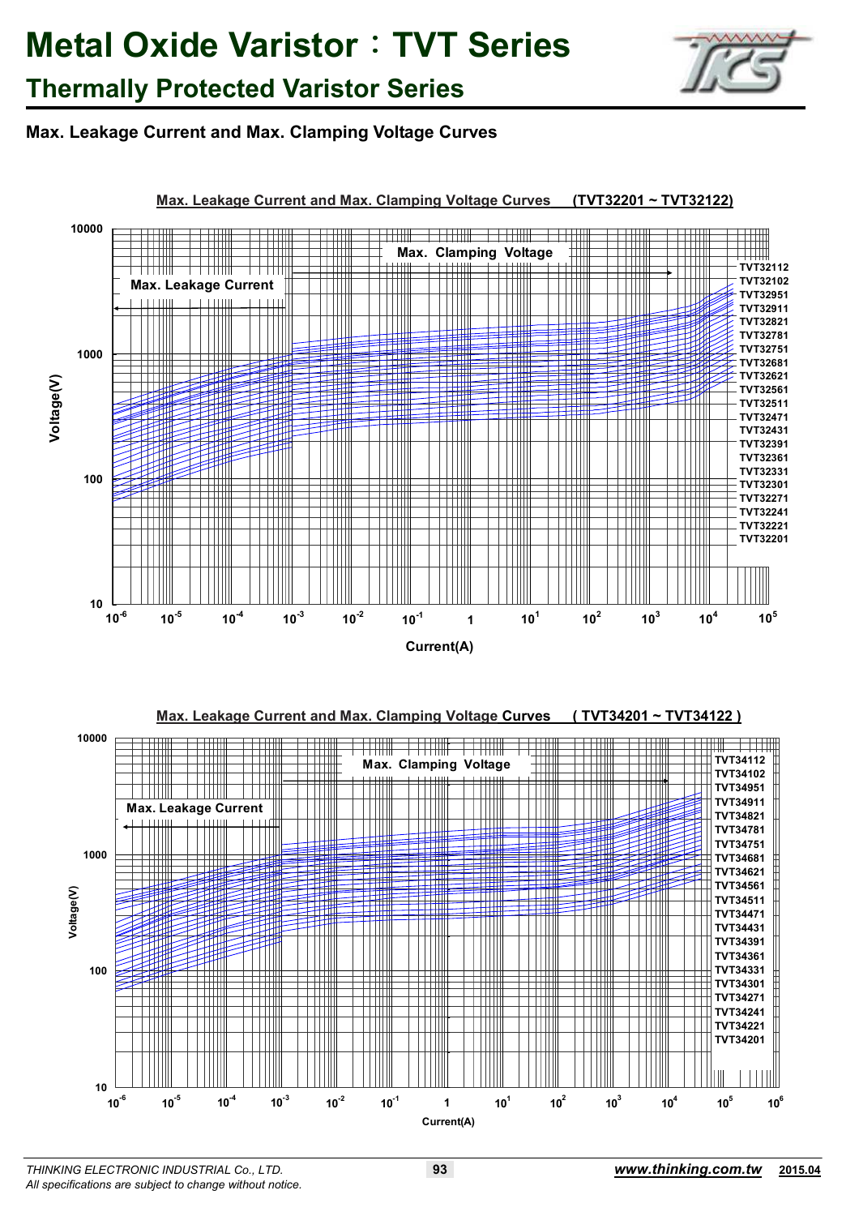# Metal Oxide Varistor：TVT Series

## Thermally Protected Varistor Series

### Max. Leakage Current and Max. Clamping Voltage Curves

**Max. Leakage Current and Max. Clamping Voltage Curves (TVT32201 ~ TVT32122)**

Max. Clamping Voltage

Max. Leakage Current

TVT32112
TVT32102
TVT32951
TVT32911
TVT32821
TVT32781
TVT32751
TVT32681
TVT32621
TVT32561
TVT32511
TVT32471
TVT32431
TVT32391
TVT32361
TVT32331
TVT32301
TVT32271
TVT32241
TVT32221
TVT32201

Voltage(V): 10, 100, 1000, 10000

Current(A): $10^{-6}$, $10^{-5}$, $10^{-4}$, $10^{-3}$, $10^{-2}$, $10^{-1}$, 1, $10^{1}$, $10^{2}$, $10^{3}$, $10^{4}$, $10^{5}$

**Max. Leakage Current and Max. Clamping Voltage Curves ( TVT34201 ~ TVT34122 )**

Max. Clamping Voltage

Max. Leakage Current

TVT34112
TVT34102
TVT34951
TVT34911
TVT34821
TVT34781
TVT34751
TVT34681
TVT34621
TVT34561
TVT34511
TVT34471
TVT34431
TVT34391
TVT34361
TVT34331
TVT34301
TVT34271
TVT34241
TVT34221
TVT34201

Voltage(V): 10, 100, 1000, 10000

Current(A): $10^{-6}$, $10^{-5}$, $10^{-4}$, $10^{-3}$, $10^{-2}$, $10^{-1}$, 1, $10^{1}$, $10^{2}$, $10^{3}$, $10^{4}$, $10^{5}$, $10^{6}$

*THINKING ELECTRONIC INDUSTRIAL Co., LTD.*
*All specifications are subject to change without notice.*

www.thinking.com.tw 2015.04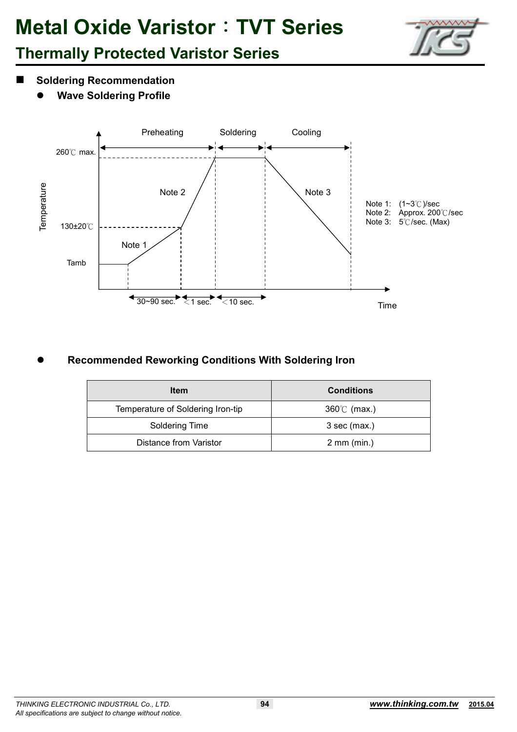# Metal Oxide Varistor：TVT Series

## Thermally Protected Varistor Series

### Soldering Recommendation

- **Wave Soldering Profile**

Preheating | Soldering | Cooling

260℃ max.

130±20℃

Tamb

Note 1 | Note 2 | Note 3

30~90 sec. | ＜1 sec. | ＜10 sec.

Temperature | Time

Note 1: (1~3℃)/sec
Note 2: Approx. 200℃/sec
Note 3: 5℃/sec. (Max)

- **Recommended Reworking Conditions With Soldering Iron**

| Item | Conditions |
| --- | --- |
| Temperature of Soldering Iron-tip | 360℃ (max.) |
| Soldering Time | 3 sec (max.) |
| Distance from Varistor | 2 mm (min.) |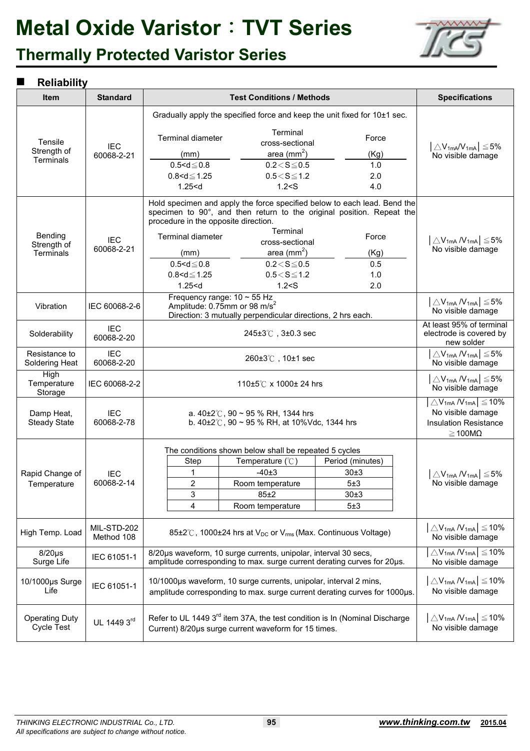# Metal Oxide Varistor：TVT Series

## Thermally Protected Varistor Series

### Reliability

| Item | Standard | Test Conditions / Methods | Specifications |
|---|---|---|---|
| Tensile Strength of Terminals | IEC 60068-2-21 | Gradually apply the specified force and keep the unit fixed for 10±1 sec.<br>Terminal diameter (mm) / Terminal cross-sectional area ($mm^2$) / Force (Kg):<br>0.5<d≦0.8 / 0.2＜S≦0.5 / 1.0<br>0.8<d≦1.25 / 0.5＜S≦1.2 / 2.0<br>1.25<d / 1.2<S / 4.0 | $\lvert \triangle V_{1mA}/V_{1mA} \rvert \leq 5\%$<br>No visible damage |
| Bending Strength of Terminals | IEC 60068-2-21 | Hold specimen and apply the force specified below to each lead. Bend the specimen to 90°, and then return to the original position. Repeat the procedure in the opposite direction.<br>Terminal diameter (mm) / Terminal cross-sectional area ($mm^2$) / Force (Kg):<br>0.5<d≦0.8 / 0.2＜S≦0.5 / 0.5<br>0.8<d≦1.25 / 0.5＜S≦1.2 / 1.0<br>1.25<d / 1.2<S / 2.0 | $\lvert \triangle V_{1mA}/V_{1mA} \rvert \leq 5\%$<br>No visible damage |
| Vibration | IEC 60068-2-6 | Frequency range: 10 ~ 55 Hz<br>Amplitude: 0.75mm or 98 $m/s^2$<br>Direction: 3 mutually perpendicular directions, 2 hrs each. | $\lvert \triangle V_{1mA}/V_{1mA} \rvert \leq 5\%$<br>No visible damage |
| Solderability | IEC 60068-2-20 | 245±3℃ , 3±0.3 sec | At least 95% of terminal electrode is covered by new solder |
| Resistance to Soldering Heat | IEC 60068-2-20 | 260±3℃ , 10±1 sec | $\lvert \triangle V_{1mA}/V_{1mA} \rvert \leq 5\%$<br>No visible damage |
| High Temperature Storage | IEC 60068-2-2 | 110±5℃ x 1000± 24 hrs | $\lvert \triangle V_{1mA}/V_{1mA} \rvert \leq 5\%$<br>No visible damage |
| Damp Heat, Steady State | IEC 60068-2-78 | a. 40±2℃, 90 ~ 95 % RH, 1344 hrs<br>b. 40±2℃, 90 ~ 95 % RH, at 10%Vdc, 1344 hrs | $\lvert \triangle V_{1mA}/V_{1mA} \rvert \leq 10\%$<br>No visible damage<br>Insulation Resistance ≧100MΩ |
| Rapid Change of Temperature | IEC 60068-2-14 | The conditions shown below shall be repeated 5 cycles<br>Step / Temperature (℃) / Period (minutes):<br>1 / -40±3 / 30±3<br>2 / Room temperature / 5±3<br>3 / 85±2 / 30±3<br>4 / Room temperature / 5±3 | $\lvert \triangle V_{1mA}/V_{1mA} \rvert \leq 5\%$<br>No visible damage |
| High Temp. Load | MIL-STD-202 Method 108 | 85±2℃, 1000±24 hrs at $V_{DC}$ or $V_{rms}$ (Max. Continuous Voltage) | $\lvert \triangle V_{1mA}/V_{1mA} \rvert \leq 10\%$<br>No visible damage |
| 8/20μs Surge Life | IEC 61051-1 | 8/20μs waveform, 10 surge currents, unipolar, interval 30 secs, amplitude corresponding to max. surge current derating curves for 20μs. | $\lvert \triangle V_{1mA}/V_{1mA} \rvert \leq 10\%$<br>No visible damage |
| 10/1000μs Surge Life | IEC 61051-1 | 10/1000μs waveform, 10 surge currents, unipolar, interval 2 mins, amplitude corresponding to max. surge current derating curves for 1000μs. | $\lvert \triangle V_{1mA}/V_{1mA} \rvert \leq 10\%$<br>No visible damage |
| Operating Duty Cycle Test | UL 1449 3rd | Refer to UL 1449 3rd item 37A, the test condition is In (Nominal Discharge Current) 8/20μs surge current waveform for 15 times. | $\lvert \triangle V_{1mA}/V_{1mA} \rvert \leq 10\%$<br>No visible damage |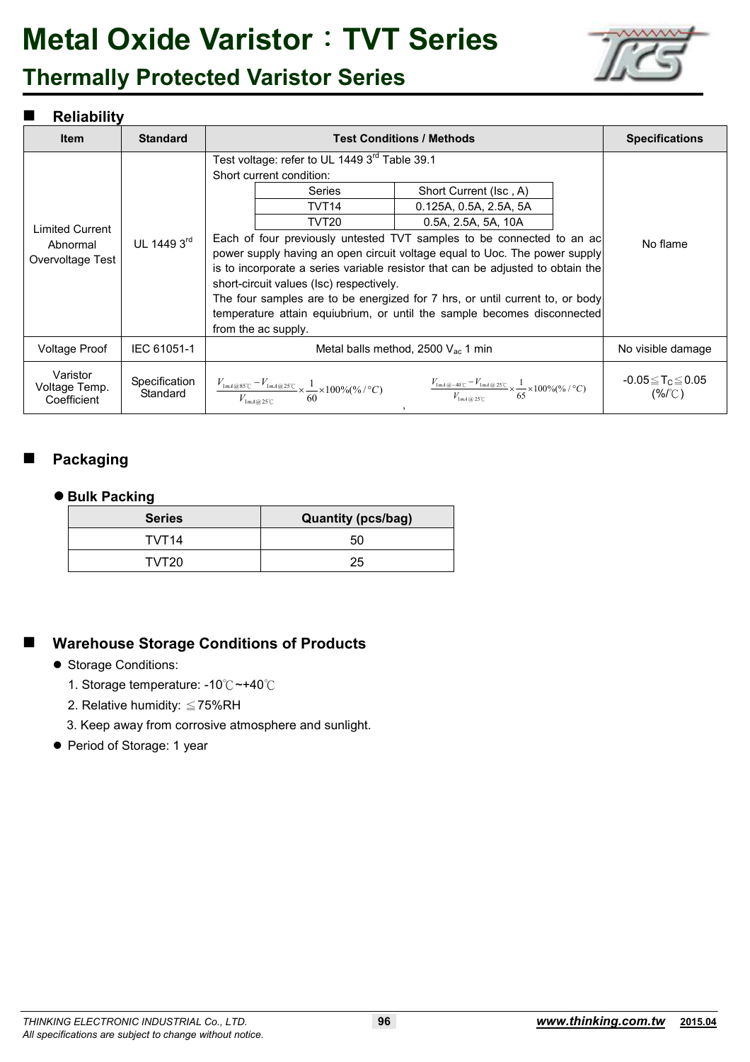# Metal Oxide Varistor：TVT Series

## Thermally Protected Varistor Series

## Reliability

| Item | Standard | Test Conditions / Methods | Specifications |
|---|---|---|---|
| Limited Current Abnormal Overvoltage Test | UL 1449 3[rd] | Test voltage: refer to UL 1449 3[rd] Table 39.1<br>Short current condition:<br>Series: TVT14 — Short Current (Isc , A): 0.125A, 0.5A, 2.5A, 5A<br>Series: TVT20 — Short Current (Isc , A): 0.5A, 2.5A, 5A, 10A<br>Each of four previously untested TVT samples to be connected to an ac power supply having an open circuit voltage equal to Uoc. The power supply is to incorporate a series variable resistor that can be adjusted to obtain the short-circuit values (Isc) respectively.<br>The four samples are to be energized for 7 hrs, or until current to, or body temperature attain equiubrium, or until the sample becomes disconnected from the ac supply. | No flame |
| Voltage Proof | IEC 61051-1 | Metal balls method, 2500 $V_{ac}$ 1 min | No visible damage |
| Varistor Voltage Temp. Coefficient | Specification Standard | $\frac{V_{1mA@85℃} - V_{1mA@25℃}}{V_{1mA@25℃}} \times \frac{1}{60} \times 100\%(\%/°C)$ , $\frac{V_{1mA@-40℃} - V_{1mA@25℃}}{V_{1mA@25℃}} \times \frac{1}{65} \times 100\%(\%/°C)$ | $-0.05 \leq T_C \leq 0.05$ (%/℃) |

## Packaging

### Bulk Packing

| Series | Quantity (pcs/bag) |
|---|---|
| TVT14 | 50 |
| TVT20 | 25 |

## Warehouse Storage Conditions of Products

- Storage Conditions:
  1. Storage temperature: -10℃~+40℃
  2. Relative humidity: ≦75%RH
  3. Keep away from corrosive atmosphere and sunlight.
- Period of Storage: 1 year

*THINKING ELECTRONIC INDUSTRIAL Co., LTD.*
*All specifications are subject to change without notice.*

**www.thinking.com.tw** 2015.04